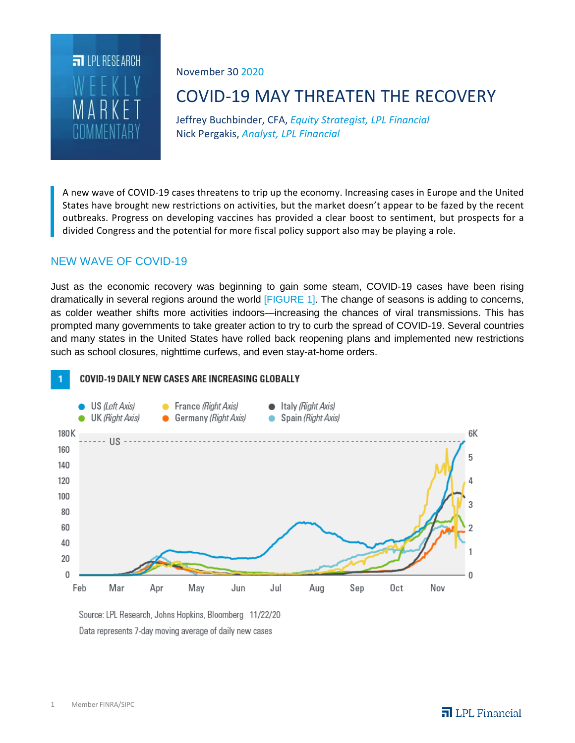LPL RESEARCH WEEKLY MARKET COMMENTARY

November 30 2020

# COVID-19 MAY THREATEN THE RECOVERY

Jeffrey Buchbinder, CFA, *Equity Strategist, LPL Financial*
Nick Pergakis, *Analyst, LPL Financial*

A new wave of COVID-19 cases threatens to trip up the economy. Increasing cases in Europe and the United States have brought new restrictions on activities, but the market doesn't appear to be fazed by the recent outbreaks. Progress on developing vaccines has provided a clear boost to sentiment, but prospects for a divided Congress and the potential for more fiscal policy support also may be playing a role.

## NEW WAVE OF COVID-19

Just as the economic recovery was beginning to gain some steam, COVID-19 cases have been rising dramatically in several regions around the world [FIGURE 1]. The change of seasons is adding to concerns, as colder weather shifts more activities indoors—increasing the chances of viral transmissions. This has prompted many governments to take greater action to try to curb the spread of COVID-19. Several countries and many states in the United States have rolled back reopening plans and implemented new restrictions such as school closures, nighttime curfews, and even stay-at-home orders.

**1 COVID-19 DAILY NEW CASES ARE INCREASING GLOBALLY**

Source: LPL Research, Johns Hopkins, Bloomberg 11/22/20
Data represents 7-day moving average of daily new cases

Member FINRA/SIPC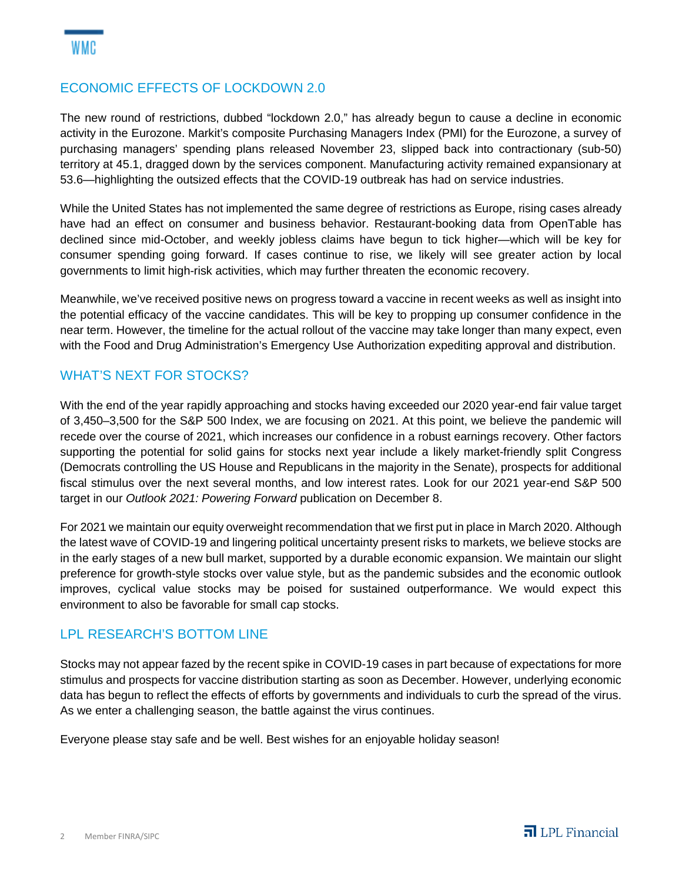## ECONOMIC EFFECTS OF LOCKDOWN 2.0

The new round of restrictions, dubbed "lockdown 2.0," has already begun to cause a decline in economic activity in the Eurozone. Markit's composite Purchasing Managers Index (PMI) for the Eurozone, a survey of purchasing managers' spending plans released November 23, slipped back into contractionary (sub-50) territory at 45.1, dragged down by the services component. Manufacturing activity remained expansionary at 53.6—highlighting the outsized effects that the COVID-19 outbreak has had on service industries.

While the United States has not implemented the same degree of restrictions as Europe, rising cases already have had an effect on consumer and business behavior. Restaurant-booking data from OpenTable has declined since mid-October, and weekly jobless claims have begun to tick higher—which will be key for consumer spending going forward. If cases continue to rise, we likely will see greater action by local governments to limit high-risk activities, which may further threaten the economic recovery.

Meanwhile, we've received positive news on progress toward a vaccine in recent weeks as well as insight into the potential efficacy of the vaccine candidates. This will be key to propping up consumer confidence in the near term. However, the timeline for the actual rollout of the vaccine may take longer than many expect, even with the Food and Drug Administration's Emergency Use Authorization expediting approval and distribution.

## WHAT'S NEXT FOR STOCKS?

With the end of the year rapidly approaching and stocks having exceeded our 2020 year-end fair value target of 3,450–3,500 for the S&P 500 Index, we are focusing on 2021. At this point, we believe the pandemic will recede over the course of 2021, which increases our confidence in a robust earnings recovery. Other factors supporting the potential for solid gains for stocks next year include a likely market-friendly split Congress (Democrats controlling the US House and Republicans in the majority in the Senate), prospects for additional fiscal stimulus over the next several months, and low interest rates. Look for our 2021 year-end S&P 500 target in our *Outlook 2021: Powering Forward* publication on December 8.

For 2021 we maintain our equity overweight recommendation that we first put in place in March 2020. Although the latest wave of COVID-19 and lingering political uncertainty present risks to markets, we believe stocks are in the early stages of a new bull market, supported by a durable economic expansion. We maintain our slight preference for growth-style stocks over value style, but as the pandemic subsides and the economic outlook improves, cyclical value stocks may be poised for sustained outperformance. We would expect this environment to also be favorable for small cap stocks.

## LPL RESEARCH'S BOTTOM LINE

Stocks may not appear fazed by the recent spike in COVID-19 cases in part because of expectations for more stimulus and prospects for vaccine distribution starting as soon as December. However, underlying economic data has begun to reflect the effects of efforts by governments and individuals to curb the spread of the virus. As we enter a challenging season, the battle against the virus continues.

Everyone please stay safe and be well. Best wishes for an enjoyable holiday season!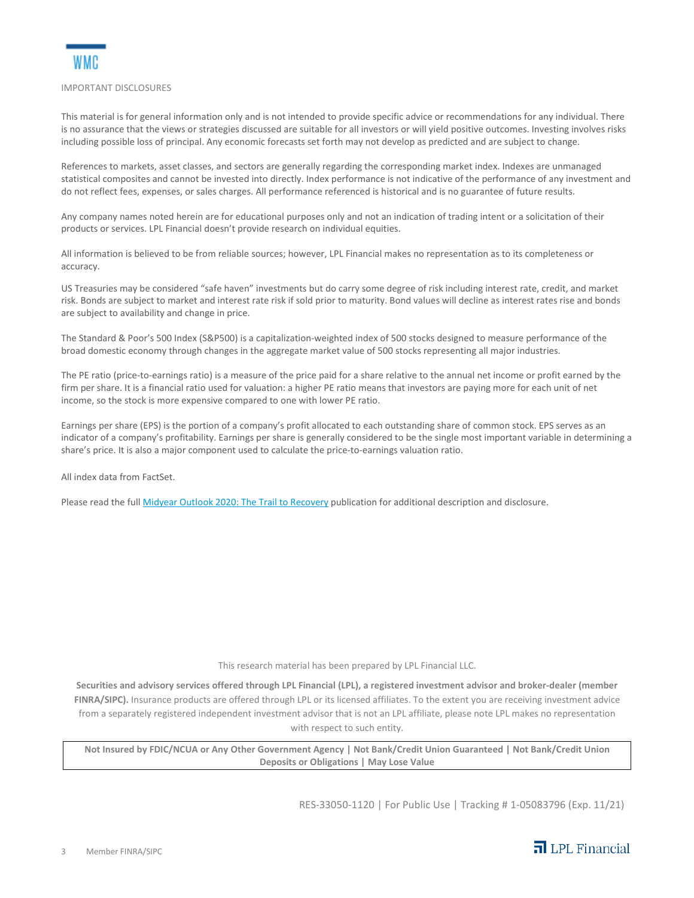WMC

IMPORTANT DISCLOSURES

This material is for general information only and is not intended to provide specific advice or recommendations for any individual. There is no assurance that the views or strategies discussed are suitable for all investors or will yield positive outcomes. Investing involves risks including possible loss of principal. Any economic forecasts set forth may not develop as predicted and are subject to change.

References to markets, asset classes, and sectors are generally regarding the corresponding market index. Indexes are unmanaged statistical composites and cannot be invested into directly. Index performance is not indicative of the performance of any investment and do not reflect fees, expenses, or sales charges. All performance referenced is historical and is no guarantee of future results.

Any company names noted herein are for educational purposes only and not an indication of trading intent or a solicitation of their products or services. LPL Financial doesn't provide research on individual equities.

All information is believed to be from reliable sources; however, LPL Financial makes no representation as to its completeness or accuracy.

US Treasuries may be considered "safe haven" investments but do carry some degree of risk including interest rate, credit, and market risk. Bonds are subject to market and interest rate risk if sold prior to maturity. Bond values will decline as interest rates rise and bonds are subject to availability and change in price.

The Standard & Poor's 500 Index (S&P500) is a capitalization-weighted index of 500 stocks designed to measure performance of the broad domestic economy through changes in the aggregate market value of 500 stocks representing all major industries.

The PE ratio (price-to-earnings ratio) is a measure of the price paid for a share relative to the annual net income or profit earned by the firm per share. It is a financial ratio used for valuation: a higher PE ratio means that investors are paying more for each unit of net income, so the stock is more expensive compared to one with lower PE ratio.

Earnings per share (EPS) is the portion of a company's profit allocated to each outstanding share of common stock. EPS serves as an indicator of a company's profitability. Earnings per share is generally considered to be the single most important variable in determining a share's price. It is also a major component used to calculate the price-to-earnings valuation ratio.

All index data from FactSet.

Please read the full [Midyear Outlook 2020: The Trail to Recovery]() publication for additional description and disclosure.

This research material has been prepared by LPL Financial LLC.

**Securities and advisory services offered through LPL Financial (LPL), a registered investment advisor and broker-dealer (member FINRA/SIPC).** Insurance products are offered through LPL or its licensed affiliates. To the extent you are receiving investment advice from a separately registered independent investment advisor that is not an LPL affiliate, please note LPL makes no representation with respect to such entity.

**Not Insured by FDIC/NCUA or Any Other Government Agency | Not Bank/Credit Union Guaranteed | Not Bank/Credit Union Deposits or Obligations | May Lose Value**

RES-33050-1120 | For Public Use | Tracking # 1-05083796 (Exp. 11/21)

Member FINRA/SIPC

LPL Financial